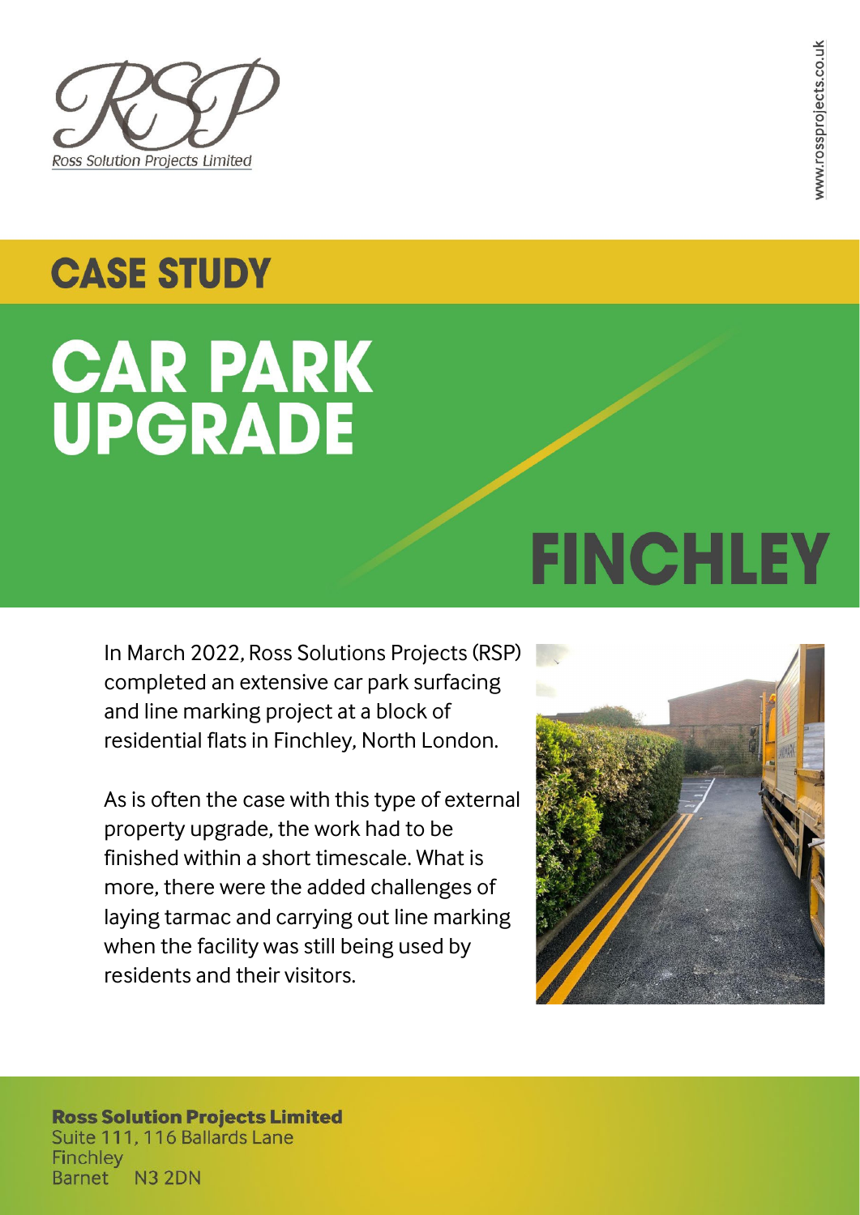Ross Solution Projects Limited

www.rossprojects.co.uk

## CASE STUDY

# CAR PARK UPGRADE

# FINCHLEY

In March 2022, Ross Solutions Projects (RSP) completed an extensive car park surfacing and line marking project at a block of residential flats in Finchley, North London.

As is often the case with this type of external property upgrade, the work had to be finished within a short timescale. What is more, there were the added challenges of laying tarmac and carrying out line marking when the facility was still being used by residents and their visitors.

**Ross Solution Projects Limited**
Suite 111, 116 Ballards Lane
Finchley
Barnet N3 2DN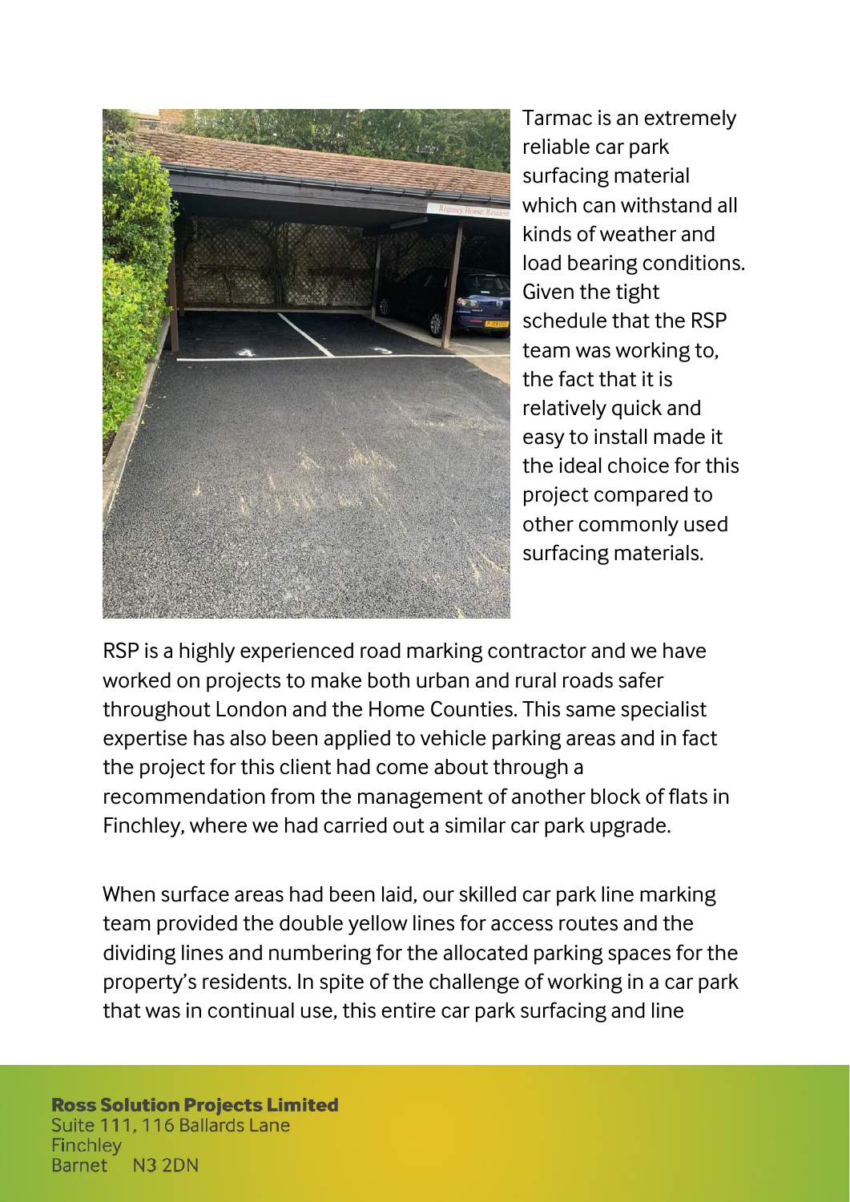Tarmac is an extremely reliable car park surfacing material which can withstand all kinds of weather and load bearing conditions. Given the tight schedule that the RSP team was working to, the fact that it is relatively quick and easy to install made it the ideal choice for this project compared to other commonly used surfacing materials.

RSP is a highly experienced road marking contractor and we have worked on projects to make both urban and rural roads safer throughout London and the Home Counties. This same specialist expertise has also been applied to vehicle parking areas and in fact the project for this client had come about through a recommendation from the management of another block of flats in Finchley, where we had carried out a similar car park upgrade.

When surface areas had been laid, our skilled car park line marking team provided the double yellow lines for access routes and the dividing lines and numbering for the allocated parking spaces for the property's residents. In spite of the challenge of working in a car park that was in continual use, this entire car park surfacing and line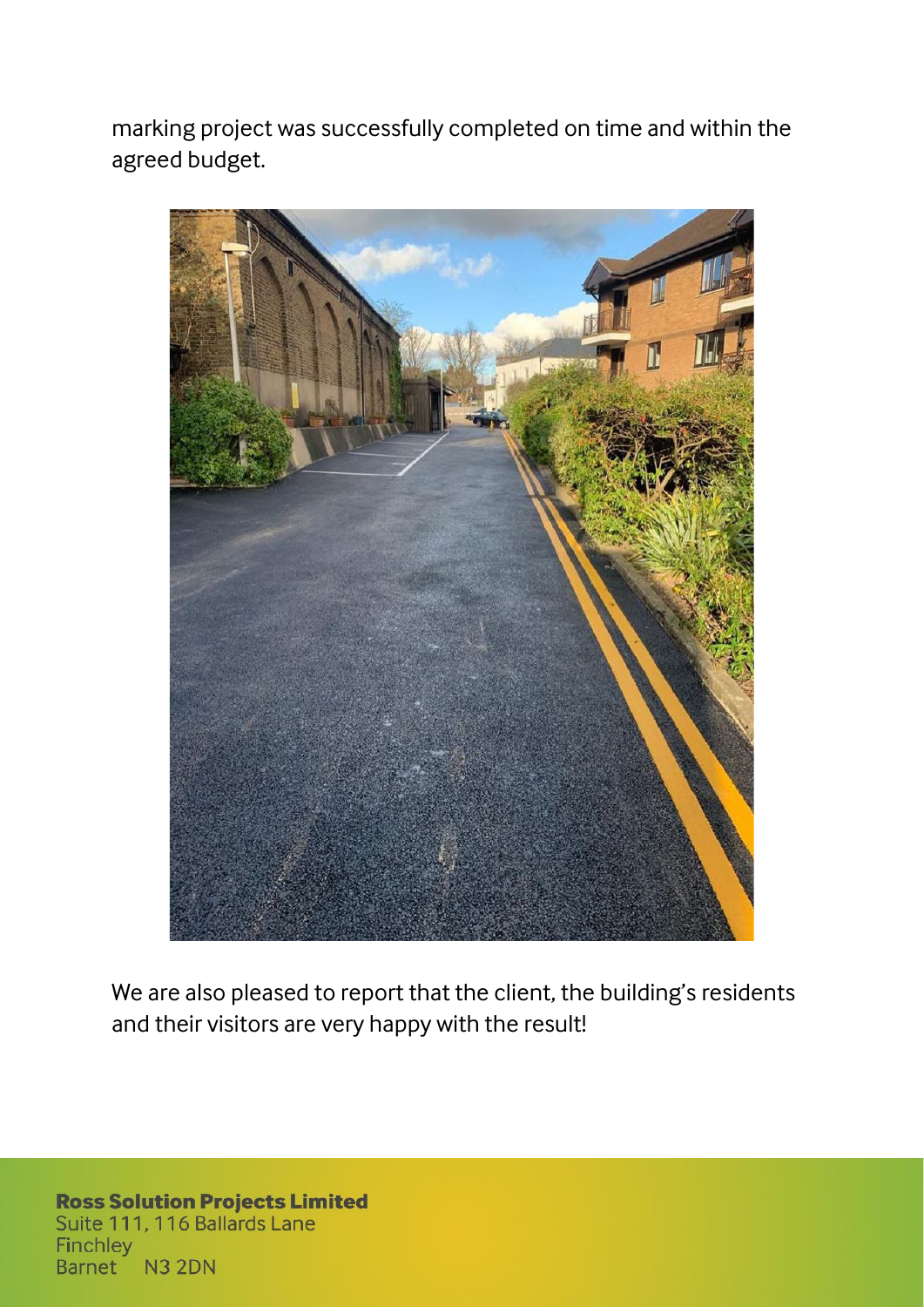marking project was successfully completed on time and within the agreed budget.

We are also pleased to report that the client, the building's residents and their visitors are very happy with the result!

**Ross Solution Projects Limited**
Suite 111, 116 Ballards Lane
Finchley
Barnet N3 2DN